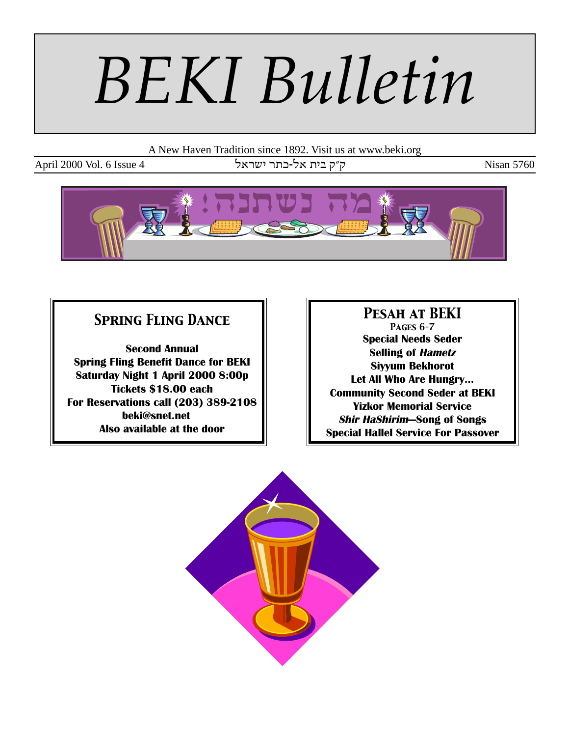# BEKI Bulletin

A New Haven Tradition since 1892. Visit us at www.beki.org

April 2000 Vol. 6 Issue 4 — ק״ק בית אל-כתר ישראל — Nisan 5760

## Spring Fling Dance

**Second Annual**
**Spring Fling Benefit Dance for BEKI**
**Saturday Night 1 April 2000 8:00p**
**Tickets $18.00 each**
**For Reservations call (203) 389-2108**
**beki@snet.net**
**Also available at the door**

## Pesah at BEKI

**Pages 6-7**

**Special Needs Seder**
**Selling of *Hametz***
**Siyyum Bekhorot**
**Let All Who Are Hungry…**
**Community Second Seder at BEKI**
**Yizkor Memorial Service**
***Shir HaShirim*—Song of Songs**
**Special Hallel Service For Passover**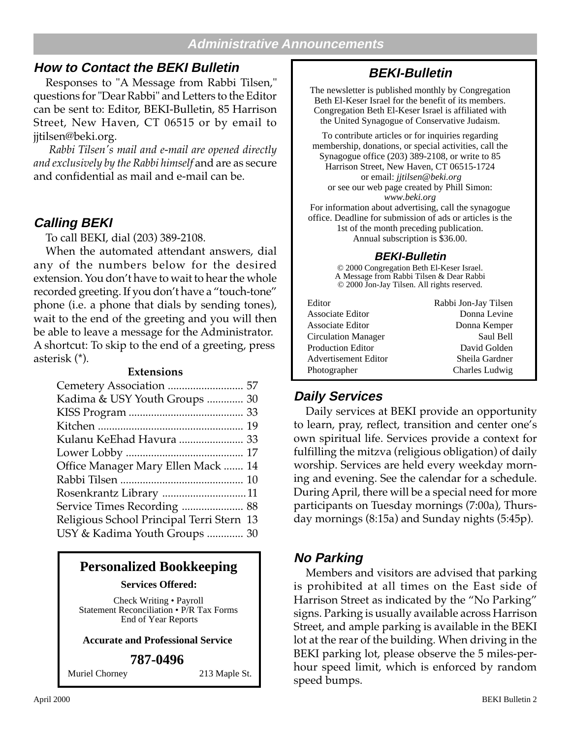# Administrative Announcements

## How to Contact the BEKI Bulletin

Responses to "A Message from Rabbi Tilsen," questions for "Dear Rabbi" and Letters to the Editor can be sent to: Editor, BEKI-Bulletin, 85 Harrison Street, New Haven, CT 06515 or by email to jjtilsen@beki.org.

*Rabbi Tilsen's mail and e-mail are opened directly and exclusively by the Rabbi himself* and are as secure and confidential as mail and e-mail can be.

## Calling BEKI

To call BEKI, dial (203) 389-2108.

When the automated attendant answers, dial any of the numbers below for the desired extension. You don't have to wait to hear the whole recorded greeting. If you don't have a "touch-tone" phone (i.e. a phone that dials by sending tones), wait to the end of the greeting and you will then be able to leave a message for the Administrator. A shortcut: To skip to the end of a greeting, press asterisk (*).

**Extensions**

| | |
|---|---|
| Cemetery Association | 57 |
| Kadima & USY Youth Groups | 30 |
| KISS Program | 33 |
| Kitchen | 19 |
| Kulanu KeEhad Havura | 33 |
| Lower Lobby | 17 |
| Office Manager Mary Ellen Mack | 14 |
| Rabbi Tilsen | 10 |
| Rosenkrantz Library | 11 |
| Service Times Recording | 88 |
| Religious School Principal Terri Stern | 13 |
| USY & Kadima Youth Groups | 30 |

**Personalized Bookkeeping**

**Services Offered:**

Check Writing • Payroll
Statement Reconciliation • P/R Tax Forms
End of Year Reports

**Accurate and Professional Service**

**787-0496**

Muriel Chorney 213 Maple St.

## BEKI-Bulletin

The newsletter is published monthly by Congregation Beth El-Keser Israel for the benefit of its members. Congregation Beth El-Keser Israel is affiliated with the United Synagogue of Conservative Judaism.

To contribute articles or for inquiries regarding membership, donations, or special activities, call the Synagogue office (203) 389-2108, or write to 85 Harrison Street, New Haven, CT 06515-1724 or email: *jjtilsen@beki.org* or see our web page created by Phill Simon: *www.beki.org*

For information about advertising, call the synagogue office. Deadline for submission of ads or articles is the 1st of the month preceding publication. Annual subscription is $36.00.

**BEKI-Bulletin**

© 2000 Congregation Beth El-Keser Israel.
A Message from Rabbi Tilsen & Dear Rabbi
© 2000 Jon-Jay Tilsen. All rights reserved.

| | |
|---|---|
| Editor | Rabbi Jon-Jay Tilsen |
| Associate Editor | Donna Levine |
| Associate Editor | Donna Kemper |
| Circulation Manager | Saul Bell |
| Production Editor | David Golden |
| Advertisement Editor | Sheila Gardner |
| Photographer | Charles Ludwig |

## Daily Services

Daily services at BEKI provide an opportunity to learn, pray, reflect, transition and center one's own spiritual life. Services provide a context for fulfilling the mitzva (religious obligation) of daily worship. Services are held every weekday morning and evening. See the calendar for a schedule. During April, there will be a special need for more participants on Tuesday mornings (7:00a), Thursday mornings (8:15a) and Sunday nights (5:45p).

## No Parking

Members and visitors are advised that parking is prohibited at all times on the East side of Harrison Street as indicated by the "No Parking" signs. Parking is usually available across Harrison Street, and ample parking is available in the BEKI lot at the rear of the building. When driving in the BEKI parking lot, please observe the 5 miles-per-hour speed limit, which is enforced by random speed bumps.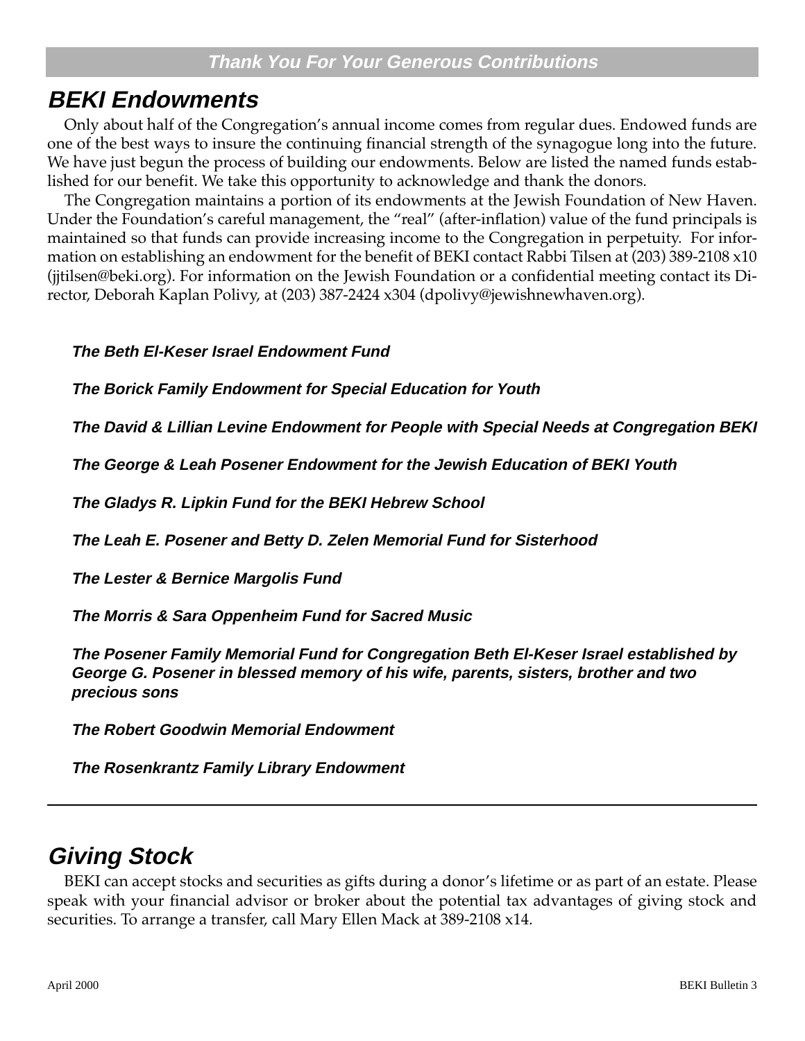**Thank You For Your Generous Contributions**

## BEKI Endowments

Only about half of the Congregation's annual income comes from regular dues. Endowed funds are one of the best ways to insure the continuing financial strength of the synagogue long into the future. We have just begun the process of building our endowments. Below are listed the named funds established for our benefit. We take this opportunity to acknowledge and thank the donors.

The Congregation maintains a portion of its endowments at the Jewish Foundation of New Haven. Under the Foundation's careful management, the "real" (after-inflation) value of the fund principals is maintained so that funds can provide increasing income to the Congregation in perpetuity. For information on establishing an endowment for the benefit of BEKI contact Rabbi Tilsen at (203) 389-2108 x10 (jjtilsen@beki.org). For information on the Jewish Foundation or a confidential meeting contact its Director, Deborah Kaplan Polivy, at (203) 387-2424 x304 (dpolivy@jewishnewhaven.org).

***The Beth El-Keser Israel Endowment Fund***

***The Borick Family Endowment for Special Education for Youth***

***The David & Lillian Levine Endowment for People with Special Needs at Congregation BEKI***

***The George & Leah Posener Endowment for the Jewish Education of BEKI Youth***

***The Gladys R. Lipkin Fund for the BEKI Hebrew School***

***The Leah E. Posener and Betty D. Zelen Memorial Fund for Sisterhood***

***The Lester & Bernice Margolis Fund***

***The Morris & Sara Oppenheim Fund for Sacred Music***

***The Posener Family Memorial Fund for Congregation Beth El-Keser Israel established by George G. Posener in blessed memory of his wife, parents, sisters, brother and two precious sons***

***The Robert Goodwin Memorial Endowment***

***The Rosenkrantz Family Library Endowment***

---

## Giving Stock

BEKI can accept stocks and securities as gifts during a donor's lifetime or as part of an estate. Please speak with your financial advisor or broker about the potential tax advantages of giving stock and securities. To arrange a transfer, call Mary Ellen Mack at 389-2108 x14.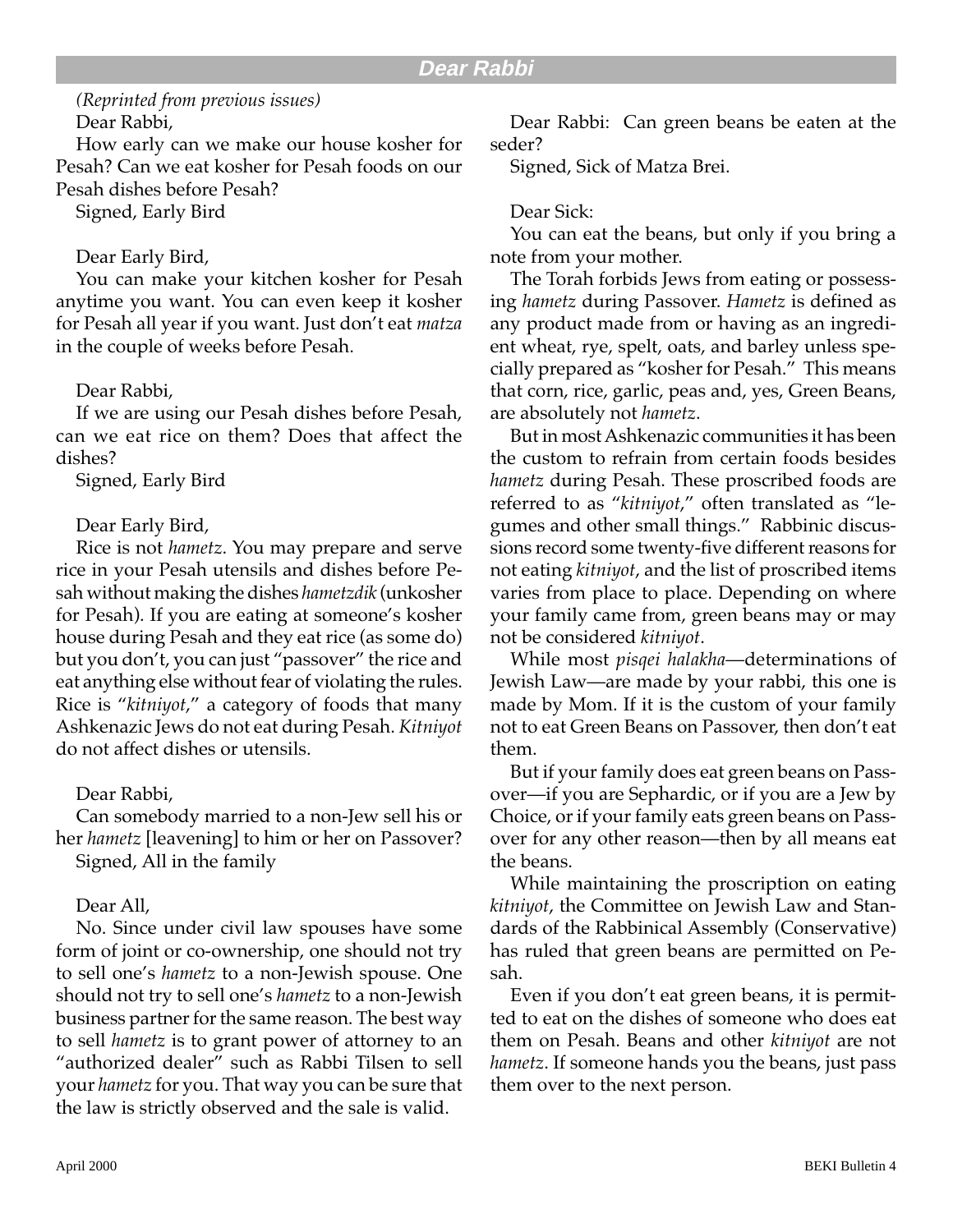## Dear Rabbi

*(Reprinted from previous issues)*

Dear Rabbi,

How early can we make our house kosher for Pesah? Can we eat kosher for Pesah foods on our Pesah dishes before Pesah?

Signed, Early Bird

Dear Early Bird,

You can make your kitchen kosher for Pesah anytime you want. You can even keep it kosher for Pesah all year if you want. Just don't eat *matza* in the couple of weeks before Pesah.

Dear Rabbi,

If we are using our Pesah dishes before Pesah, can we eat rice on them? Does that affect the dishes?

Signed, Early Bird

Dear Early Bird,

Rice is not *hametz*. You may prepare and serve rice in your Pesah utensils and dishes before Pesah without making the dishes *hametzdik* (unkosher for Pesah). If you are eating at someone's kosher house during Pesah and they eat rice (as some do) but you don't, you can just "passover" the rice and eat anything else without fear of violating the rules. Rice is "*kitniyot*," a category of foods that many Ashkenazic Jews do not eat during Pesah. *Kitniyot* do not affect dishes or utensils.

Dear Rabbi,

Can somebody married to a non-Jew sell his or her *hametz* [leavening] to him or her on Passover?

Signed, All in the family

Dear All,

No. Since under civil law spouses have some form of joint or co-ownership, one should not try to sell one's *hametz* to a non-Jewish spouse. One should not try to sell one's *hametz* to a non-Jewish business partner for the same reason. The best way to sell *hametz* is to grant power of attorney to an "authorized dealer" such as Rabbi Tilsen to sell your *hametz* for you. That way you can be sure that the law is strictly observed and the sale is valid.

Dear Rabbi: Can green beans be eaten at the seder?

Signed, Sick of Matza Brei.

Dear Sick:

You can eat the beans, but only if you bring a note from your mother.

The Torah forbids Jews from eating or possessing *hametz* during Passover. *Hametz* is defined as any product made from or having as an ingredient wheat, rye, spelt, oats, and barley unless specially prepared as "kosher for Pesah." This means that corn, rice, garlic, peas and, yes, Green Beans, are absolutely not *hametz*.

But in most Ashkenazic communities it has been the custom to refrain from certain foods besides *hametz* during Pesah. These proscribed foods are referred to as "*kitniyot*," often translated as "legumes and other small things." Rabbinic discussions record some twenty-five different reasons for not eating *kitniyot*, and the list of proscribed items varies from place to place. Depending on where your family came from, green beans may or may not be considered *kitniyot*.

While most *pisqei halakha*—determinations of Jewish Law—are made by your rabbi, this one is made by Mom. If it is the custom of your family not to eat Green Beans on Passover, then don't eat them.

But if your family does eat green beans on Passover—if you are Sephardic, or if you are a Jew by Choice, or if your family eats green beans on Passover for any other reason—then by all means eat the beans.

While maintaining the proscription on eating *kitniyot*, the Committee on Jewish Law and Standards of the Rabbinical Assembly (Conservative) has ruled that green beans are permitted on Pesah.

Even if you don't eat green beans, it is permitted to eat on the dishes of someone who does eat them on Pesah. Beans and other *kitniyot* are not *hametz*. If someone hands you the beans, just pass them over to the next person.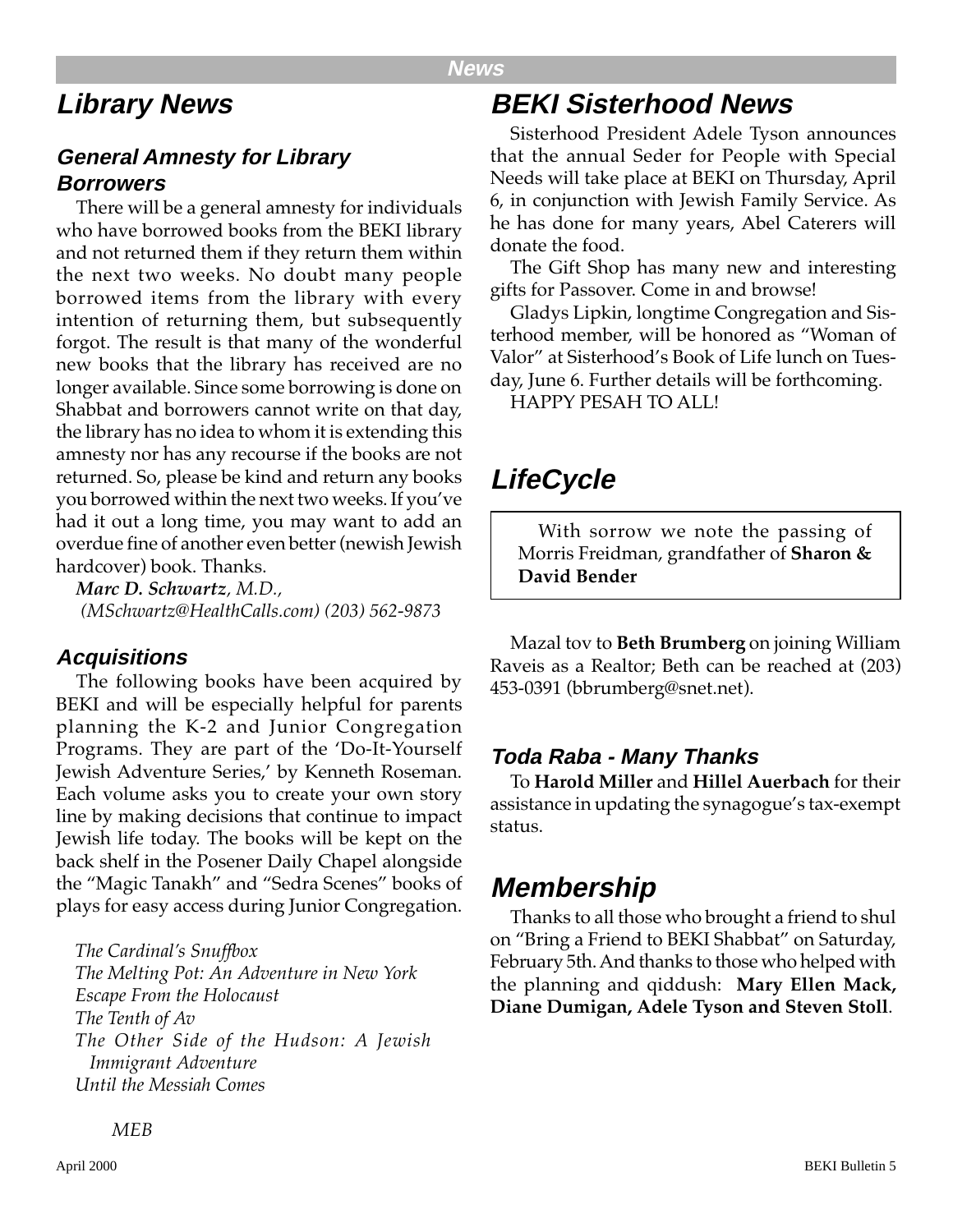# Library News

### General Amnesty for Library Borrowers

There will be a general amnesty for individuals who have borrowed books from the BEKI library and not returned them if they return them within the next two weeks. No doubt many people borrowed items from the library with every intention of returning them, but subsequently forgot. The result is that many of the wonderful new books that the library has received are no longer available. Since some borrowing is done on Shabbat and borrowers cannot write on that day, the library has no idea to whom it is extending this amnesty nor has any recourse if the books are not returned. So, please be kind and return any books you borrowed within the next two weeks. If you've had it out a long time, you may want to add an overdue fine of another even better (newish Jewish hardcover) book. Thanks.

***Marc D. Schwartz**, M.D.,*
*(MSchwartz@HealthCalls.com) (203) 562-9873*

### Acquisitions

The following books have been acquired by BEKI and will be especially helpful for parents planning the K-2 and Junior Congregation Programs. They are part of the 'Do-It-Yourself Jewish Adventure Series,' by Kenneth Roseman. Each volume asks you to create your own story line by making decisions that continue to impact Jewish life today. The books will be kept on the back shelf in the Posener Daily Chapel alongside the "Magic Tanakh" and "Sedra Scenes" books of plays for easy access during Junior Congregation.

*The Cardinal's Snuffbox*
*The Melting Pot: An Adventure in New York*
*Escape From the Holocaust*
*The Tenth of Av*
*The Other Side of the Hudson: A Jewish Immigrant Adventure*
*Until the Messiah Comes*

*MEB*

# BEKI Sisterhood News

Sisterhood President Adele Tyson announces that the annual Seder for People with Special Needs will take place at BEKI on Thursday, April 6, in conjunction with Jewish Family Service. As he has done for many years, Abel Caterers will donate the food.

The Gift Shop has many new and interesting gifts for Passover. Come in and browse!

Gladys Lipkin, longtime Congregation and Sisterhood member, will be honored as "Woman of Valor" at Sisterhood's Book of Life lunch on Tuesday, June 6. Further details will be forthcoming.

HAPPY PESAH TO ALL!

# LifeCycle

With sorrow we note the passing of Morris Freidman, grandfather of **Sharon & David Bender**

Mazal tov to **Beth Brumberg** on joining William Raveis as a Realtor; Beth can be reached at (203) 453-0391 (bbrumberg@snet.net).

### Toda Raba - Many Thanks

To **Harold Miller** and **Hillel Auerbach** for their assistance in updating the synagogue's tax-exempt status.

# Membership

Thanks to all those who brought a friend to shul on "Bring a Friend to BEKI Shabbat" on Saturday, February 5th. And thanks to those who helped with the planning and qiddush: **Mary Ellen Mack, Diane Dumigan, Adele Tyson and Steven Stoll**.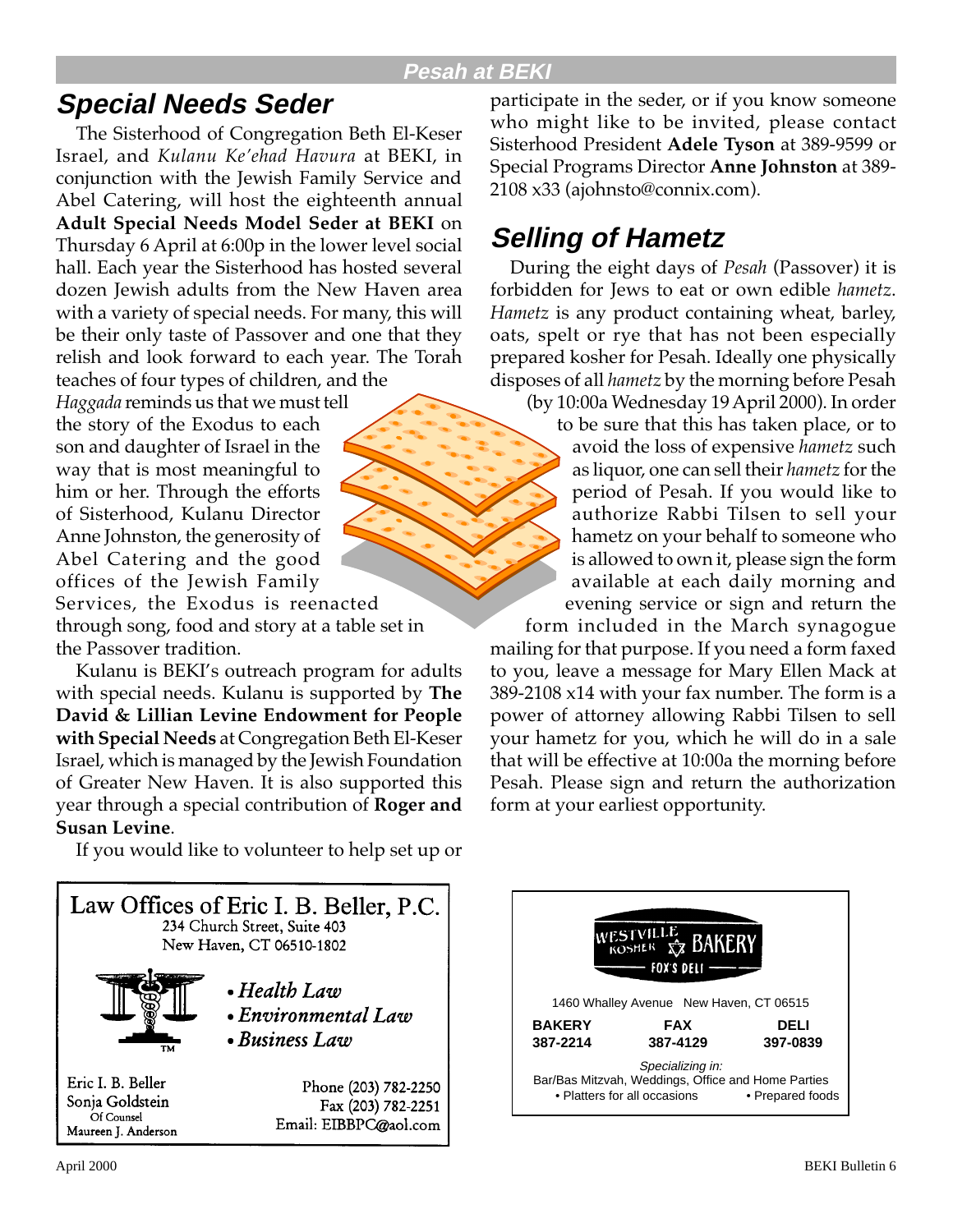## Special Needs Seder

The Sisterhood of Congregation Beth El-Keser Israel, and *Kulanu Ke'ehad Havura* at BEKI, in conjunction with the Jewish Family Service and Abel Catering, will host the eighteenth annual **Adult Special Needs Model Seder at BEKI** on Thursday 6 April at 6:00p in the lower level social hall. Each year the Sisterhood has hosted several dozen Jewish adults from the New Haven area with a variety of special needs. For many, this will be their only taste of Passover and one that they relish and look forward to each year. The Torah teaches of four types of children, and the *Haggada* reminds us that we must tell the story of the Exodus to each son and daughter of Israel in the way that is most meaningful to him or her. Through the efforts of Sisterhood, Kulanu Director Anne Johnston, the generosity of Abel Catering and the good offices of the Jewish Family Services, the Exodus is reenacted through song, food and story at a table set in the Passover tradition.

Kulanu is BEKI's outreach program for adults with special needs. Kulanu is supported by **The David & Lillian Levine Endowment for People with Special Needs** at Congregation Beth El-Keser Israel, which is managed by the Jewish Foundation of Greater New Haven. It is also supported this year through a special contribution of **Roger and Susan Levine**.

If you would like to volunteer to help set up or participate in the seder, or if you know someone who might like to be invited, please contact Sisterhood President **Adele Tyson** at 389-9599 or Special Programs Director **Anne Johnston** at 389-2108 x33 (ajohnsto@connix.com).

## Selling of Hametz

During the eight days of *Pesah* (Passover) it is forbidden for Jews to eat or own edible *hametz*. *Hametz* is any product containing wheat, barley, oats, spelt or rye that has not been especially prepared kosher for Pesah. Ideally one physically disposes of all *hametz* by the morning before Pesah (by 10:00a Wednesday 19 April 2000). In order to be sure that this has taken place, or to avoid the loss of expensive *hametz* such as liquor, one can sell their *hametz* for the period of Pesah. If you would like to authorize Rabbi Tilsen to sell your hametz on your behalf to someone who is allowed to own it, please sign the form available at each daily morning and evening service or sign and return the form included in the March synagogue mailing for that purpose. If you need a form faxed to you, leave a message for Mary Ellen Mack at 389-2108 x14 with your fax number. The form is a power of attorney allowing Rabbi Tilsen to sell your hametz for you, which he will do in a sale that will be effective at 10:00a the morning before Pesah. Please sign and return the authorization form at your earliest opportunity.

---

**Law Offices of Eric I. B. Beller, P.C.**
234 Church Street, Suite 403
New Haven, CT 06510-1802

- *Health Law*
- *Environmental Law*
- *Business Law*

Eric I. B. Beller
Sonja Goldstein
Of Counsel
Maureen J. Anderson

Phone (203) 782-2250
Fax (203) 782-2251
Email: EIBBPC@aol.com

---

**WESTVILLE KOSHER BAKERY**
**FOX'S DELI**

1460 Whalley Avenue New Haven, CT 06515

| BAKERY | FAX | DELI |
|---|---|---|
| 387-2214 | 387-4129 | 397-0839 |

*Specializing in:*
Bar/Bas Mitzvah, Weddings, Office and Home Parties
• Platters for all occasions • Prepared foods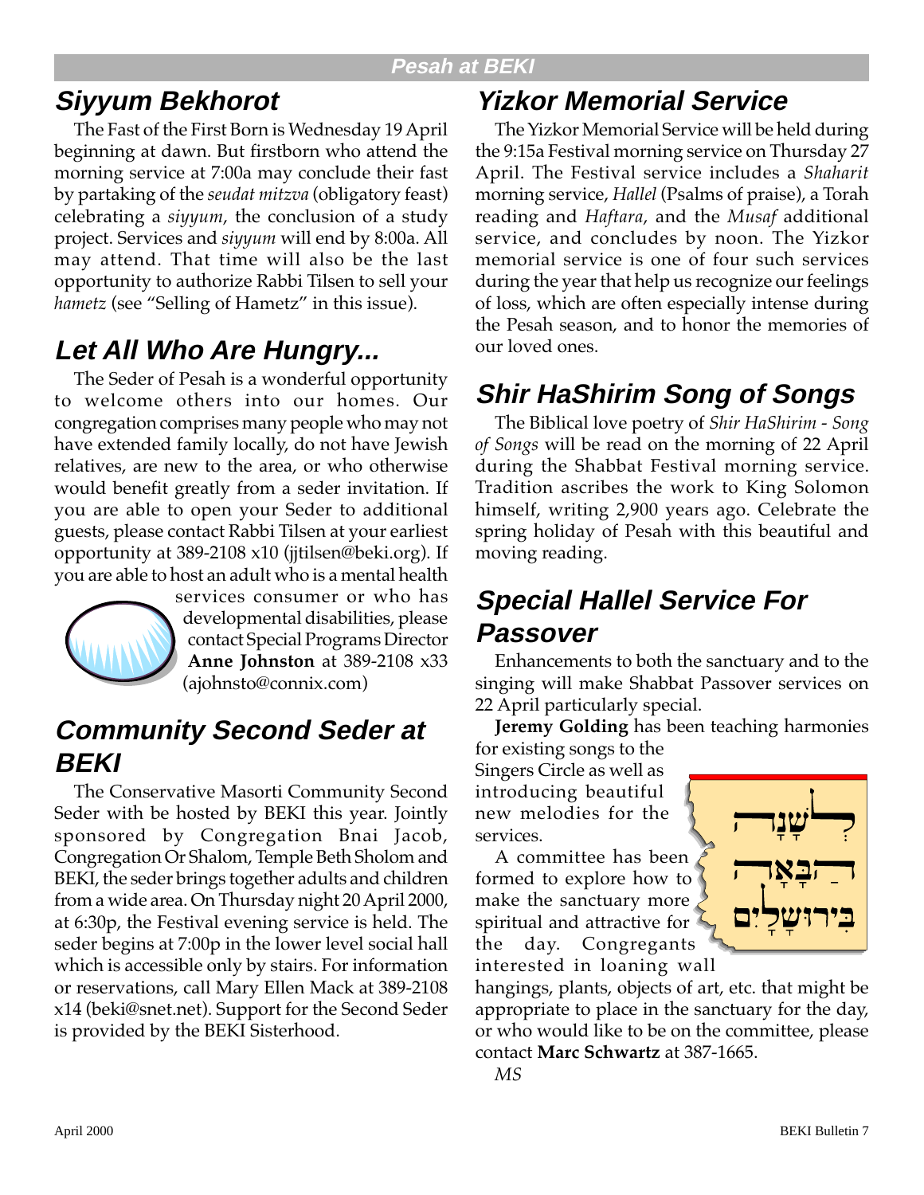## Siyyum Bekhorot

The Fast of the First Born is Wednesday 19 April beginning at dawn. But firstborn who attend the morning service at 7:00a may conclude their fast by partaking of the *seudat mitzva* (obligatory feast) celebrating a *siyyum*, the conclusion of a study project. Services and *siyyum* will end by 8:00a. All may attend. That time will also be the last opportunity to authorize Rabbi Tilsen to sell your *hametz* (see "Selling of Hametz" in this issue).

## Let All Who Are Hungry...

The Seder of Pesah is a wonderful opportunity to welcome others into our homes. Our congregation comprises many people who may not have extended family locally, do not have Jewish relatives, are new to the area, or who otherwise would benefit greatly from a seder invitation. If you are able to open your Seder to additional guests, please contact Rabbi Tilsen at your earliest opportunity at 389-2108 x10 (jjtilsen@beki.org). If you are able to host an adult who is a mental health services consumer or who has developmental disabilities, please contact Special Programs Director **Anne Johnston** at 389-2108 x33 (ajohnsto@connix.com)

## Community Second Seder at BEKI

The Conservative Masorti Community Second Seder with be hosted by BEKI this year. Jointly sponsored by Congregation Bnai Jacob, Congregation Or Shalom, Temple Beth Sholom and BEKI, the seder brings together adults and children from a wide area. On Thursday night 20 April 2000, at 6:30p, the Festival evening service is held. The seder begins at 7:00p in the lower level social hall which is accessible only by stairs. For information or reservations, call Mary Ellen Mack at 389-2108 x14 (beki@snet.net). Support for the Second Seder is provided by the BEKI Sisterhood.

## Yizkor Memorial Service

The Yizkor Memorial Service will be held during the 9:15a Festival morning service on Thursday 27 April. The Festival service includes a *Shaharit* morning service, *Hallel* (Psalms of praise), a Torah reading and *Haftara*, and the *Musaf* additional service, and concludes by noon. The Yizkor memorial service is one of four such services during the year that help us recognize our feelings of loss, which are often especially intense during the Pesah season, and to honor the memories of our loved ones.

## Shir HaShirim Song of Songs

The Biblical love poetry of *Shir HaShirim - Song of Songs* will be read on the morning of 22 April during the Shabbat Festival morning service. Tradition ascribes the work to King Solomon himself, writing 2,900 years ago. Celebrate the spring holiday of Pesah with this beautiful and moving reading.

## Special Hallel Service For Passover

Enhancements to both the sanctuary and to the singing will make Shabbat Passover services on 22 April particularly special.

**Jeremy Golding** has been teaching harmonies for existing songs to the Singers Circle as well as introducing beautiful new melodies for the services.

לַשָּׁנָה הַבָּאָה בִּירוּשָׁלָיִם

A committee has been formed to explore how to make the sanctuary more spiritual and attractive for the day. Congregants interested in loaning wall hangings, plants, objects of art, etc. that might be appropriate to place in the sanctuary for the day, or who would like to be on the committee, please contact **Marc Schwartz** at 387-1665.

*MS*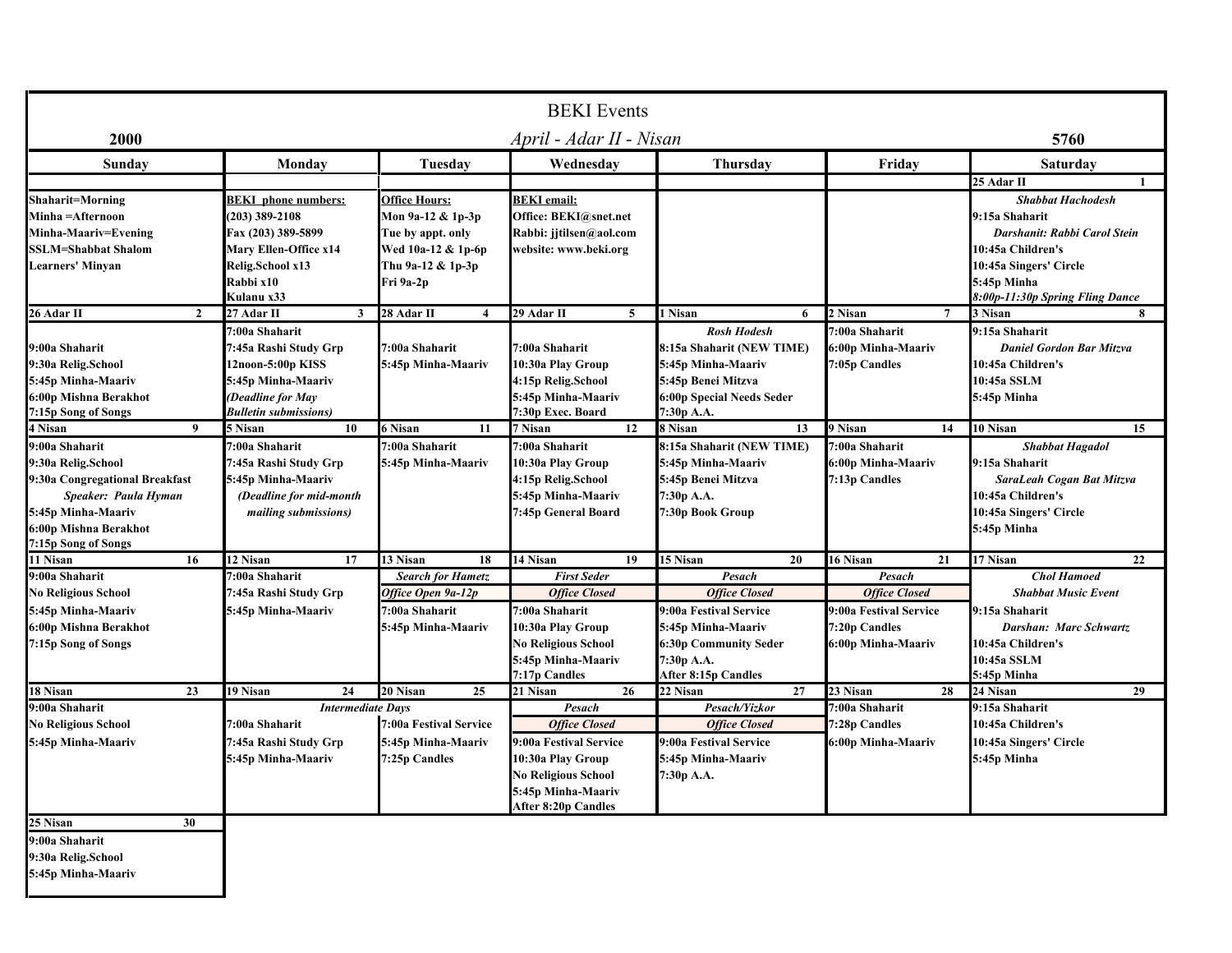# BEKI Events

**2000** — *April - Adar II - Nisan* — **5760**

| Sunday | Monday | Tuesday | Wednesday | Thursday | Friday | Saturday |
|---|---|---|---|---|---|---|
| | | | | | | **25 Adar II 1** |
| **Shaharit=Morning**<br>**Minha =Afternoon**<br>**Minha-Maariv=Evening**<br>**SSLM=Shabbat Shalom**<br>**Learners' Minyan** | **BEKI phone numbers:**<br>**(203) 389-2108**<br>**Fax (203) 389-5899**<br>**Mary Ellen-Office x14**<br>**Relig.School x13**<br>**Rabbi x10**<br>**Kulanu x33** | **Office Hours:**<br>**Mon 9a-12 & 1p-3p**<br>**Tue by appt. only**<br>**Wed 10a-12 & 1p-6p**<br>**Thu 9a-12 & 1p-3p**<br>**Fri 9a-2p** | **BEKI email:**<br>**Office: BEKI@snet.net**<br>**Rabbi: jjtilsen@aol.com**<br>**website: www.beki.org** | | | ***Shabbat Hachodesh***<br>**9:15a Shaharit**<br>***Darshanit: Rabbi Carol Stein***<br>**10:45a Children's**<br>**10:45a Singers' Circle**<br>**5:45p Minha**<br>***8:00p-11:30p Spring Fling Dance*** |
| **26 Adar II 2** | **27 Adar II 3** | **28 Adar II 4** | **29 Adar II 5** | **1 Nisan 6** | **2 Nisan 7** | **3 Nisan 8** |
| **9:00a Shaharit**<br>**9:30a Relig.School**<br>**5:45p Minha-Maariv**<br>**6:00p Mishna Berakhot**<br>**7:15p Song of Songs** | **7:00a Shaharit**<br>**7:45a Rashi Study Grp**<br>**12noon-5:00p KISS**<br>**5:45p Minha-Maariv**<br>***(Deadline for May Bulletin submissions)*** | **7:00a Shaharit**<br>**5:45p Minha-Maariv** | **7:00a Shaharit**<br>**10:30a Play Group**<br>**4:15p Relig.School**<br>**5:45p Minha-Maariv**<br>**7:30p Exec. Board** | ***Rosh Hodesh***<br>**8:15a Shaharit (NEW TIME)**<br>**5:45p Minha-Maariv**<br>**5:45p Benei Mitzva**<br>**6:00p Special Needs Seder**<br>**7:30p A.A.** | **7:00a Shaharit**<br>**6:00p Minha-Maariv**<br>**7:05p Candles** | **9:15a Shaharit**<br>***Daniel Gordon Bar Mitzva***<br>**10:45a Children's**<br>**10:45a SSLM**<br>**5:45p Minha** |
| **4 Nisan 9** | **5 Nisan 10** | **6 Nisan 11** | **7 Nisan 12** | **8 Nisan 13** | **9 Nisan 14** | **10 Nisan 15** |
| **9:00a Shaharit**<br>**9:30a Relig.School**<br>**9:30a Congregational Breakfast**<br>***Speaker: Paula Hyman***<br>**5:45p Minha-Maariv**<br>**6:00p Mishna Berakhot**<br>**7:15p Song of Songs** | **7:00a Shaharit**<br>**7:45a Rashi Study Grp**<br>**5:45p Minha-Maariv**<br>***(Deadline for mid-month mailing submissions)*** | **7:00a Shaharit**<br>**5:45p Minha-Maariv** | **7:00a Shaharit**<br>**10:30a Play Group**<br>**4:15p Relig.School**<br>**5:45p Minha-Maariv**<br>**7:45p General Board** | **8:15a Shaharit (NEW TIME)**<br>**5:45p Minha-Maariv**<br>**5:45p Benei Mitzva**<br>**7:30p A.A.**<br>**7:30p Book Group** | **7:00a Shaharit**<br>**6:00p Minha-Maariv**<br>**7:13p Candles** | ***Shabbat Hagadol***<br>**9:15a Shaharit**<br>***SaraLeah Cogan Bat Mitzva***<br>**10:45a Children's**<br>**10:45a Singers' Circle**<br>**5:45p Minha** |
| **11 Nisan 16** | **12 Nisan 17** | **13 Nisan 18** | **14 Nisan 19** | **15 Nisan 20** | **16 Nisan 21** | **17 Nisan 22** |
| **9:00a Shaharit**<br>**No Religious School**<br>**5:45p Minha-Maariv**<br>**6:00p Mishna Berakhot**<br>**7:15p Song of Songs** | **7:00a Shaharit**<br>**7:45a Rashi Study Grp**<br>**5:45p Minha-Maariv** | ***Search for Hametz***<br>***Office Open 9a-12p***<br>**7:00a Shaharit**<br>**5:45p Minha-Maariv** | ***First Seder***<br>***Office Closed***<br>**7:00a Shaharit**<br>**10:30a Play Group**<br>**No Religious School**<br>**5:45p Minha-Maariv**<br>**7:17p Candles** | ***Pesach***<br>***Office Closed***<br>**9:00a Festival Service**<br>**5:45p Minha-Maariv**<br>**6:30p Community Seder**<br>**7:30p A.A.**<br>**After 8:15p Candles** | ***Pesach***<br>***Office Closed***<br>**9:00a Festival Service**<br>**7:20p Candles**<br>**6:00p Minha-Maariv** | ***Chol Hamoed***<br>***Shabbat Music Event***<br>**9:15a Shaharit**<br>***Darshan: Marc Schwartz***<br>**10:45a Children's**<br>**10:45a SSLM**<br>**5:45p Minha** |
| **18 Nisan 23** | **19 Nisan 24** | **20 Nisan 25** | **21 Nisan 26** | **22 Nisan 27** | **23 Nisan 28** | **24 Nisan 29** |
| **9:00a Shaharit**<br>**No Religious School**<br>**5:45p Minha-Maariv** | ***Intermediate Days***<br>**7:00a Shaharit**<br>**7:45a Rashi Study Grp**<br>**5:45p Minha-Maariv** | **7:00a Festival Service**<br>**5:45p Minha-Maariv**<br>**7:25p Candles** | ***Pesach***<br>***Office Closed***<br>**9:00a Festival Service**<br>**10:30a Play Group**<br>**No Religious School**<br>**5:45p Minha-Maariv**<br>**After 8:20p Candles** | ***Pesach/Yizkor***<br>***Office Closed***<br>**9:00a Festival Service**<br>**5:45p Minha-Maariv**<br>**7:30p A.A.** | **7:00a Shaharit**<br>**7:28p Candles**<br>**6:00p Minha-Maariv** | **9:15a Shaharit**<br>**10:45a Children's**<br>**10:45a Singers' Circle**<br>**5:45p Minha** |
| **25 Nisan 30** | | | | | | |
| **9:00a Shaharit**<br>**9:30a Relig.School**<br>**5:45p Minha-Maariv** | | | | | | |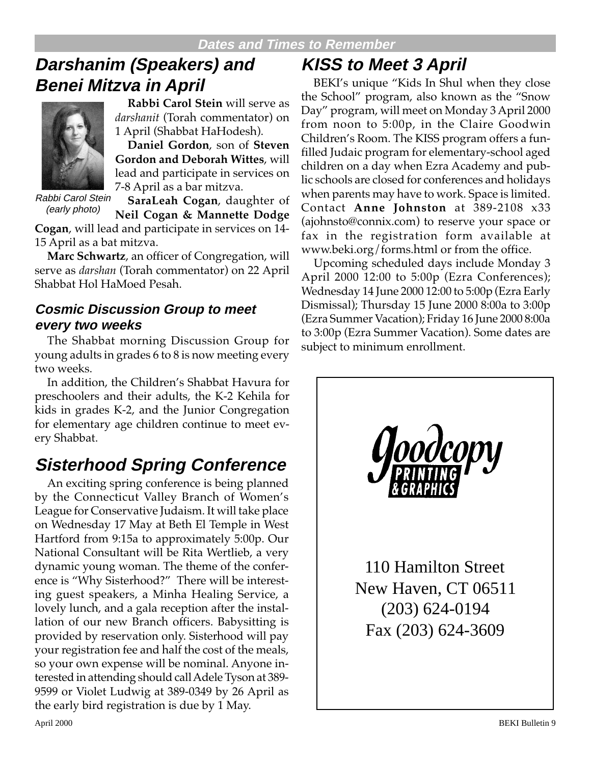## Dates and Times to Remember

# Darshanim (Speakers) and Benei Mitzva in April

Rabbi Carol Stein (early photo)

**Rabbi Carol Stein** will serve as *darshanit* (Torah commentator) on 1 April (Shabbat HaHodesh).

**Daniel Gordon**, son of **Steven Gordon and Deborah Wittes**, will lead and participate in services on 7-8 April as a bar mitzva.

**SaraLeah Cogan**, daughter of **Neil Cogan & Mannette Dodge Cogan**, will lead and participate in services on 14-15 April as a bat mitzva.

**Marc Schwartz**, an officer of Congregation, will serve as *darshan* (Torah commentator) on 22 April Shabbat Hol HaMoed Pesah.

### Cosmic Discussion Group to meet every two weeks

The Shabbat morning Discussion Group for young adults in grades 6 to 8 is now meeting every two weeks.

In addition, the Children's Shabbat Havura for preschoolers and their adults, the K-2 Kehila for kids in grades K-2, and the Junior Congregation for elementary age children continue to meet every Shabbat.

# Sisterhood Spring Conference

An exciting spring conference is being planned by the Connecticut Valley Branch of Women's League for Conservative Judaism. It will take place on Wednesday 17 May at Beth El Temple in West Hartford from 9:15a to approximately 5:00p. Our National Consultant will be Rita Wertlieb, a very dynamic young woman. The theme of the conference is "Why Sisterhood?" There will be interesting guest speakers, a Minha Healing Service, a lovely lunch, and a gala reception after the installation of our new Branch officers. Babysitting is provided by reservation only. Sisterhood will pay your registration fee and half the cost of the meals, so your own expense will be nominal. Anyone interested in attending should call Adele Tyson at 389-9599 or Violet Ludwig at 389-0349 by 26 April as the early bird registration is due by 1 May.

# KISS to Meet 3 April

BEKI's unique "Kids In Shul when they close the School" program, also known as the "Snow Day" program, will meet on Monday 3 April 2000 from noon to 5:00p, in the Claire Goodwin Children's Room. The KISS program offers a fun-filled Judaic program for elementary-school aged children on a day when Ezra Academy and public schools are closed for conferences and holidays when parents may have to work. Space is limited. Contact **Anne Johnston** at 389-2108 x33 (ajohnsto@connix.com) to reserve your space or fax in the registration form available at www.beki.org/forms.html or from the office.

Upcoming scheduled days include Monday 3 April 2000 12:00 to 5:00p (Ezra Conferences); Wednesday 14 June 2000 12:00 to 5:00p (Ezra Early Dismissal); Thursday 15 June 2000 8:00a to 3:00p (Ezra Summer Vacation); Friday 16 June 2000 8:00a to 3:00p (Ezra Summer Vacation). Some dates are subject to minimum enrollment.

Goodcopy PRINTING & GRAPHICS

110 Hamilton Street
New Haven, CT 06511
(203) 624-0194
Fax (203) 624-3609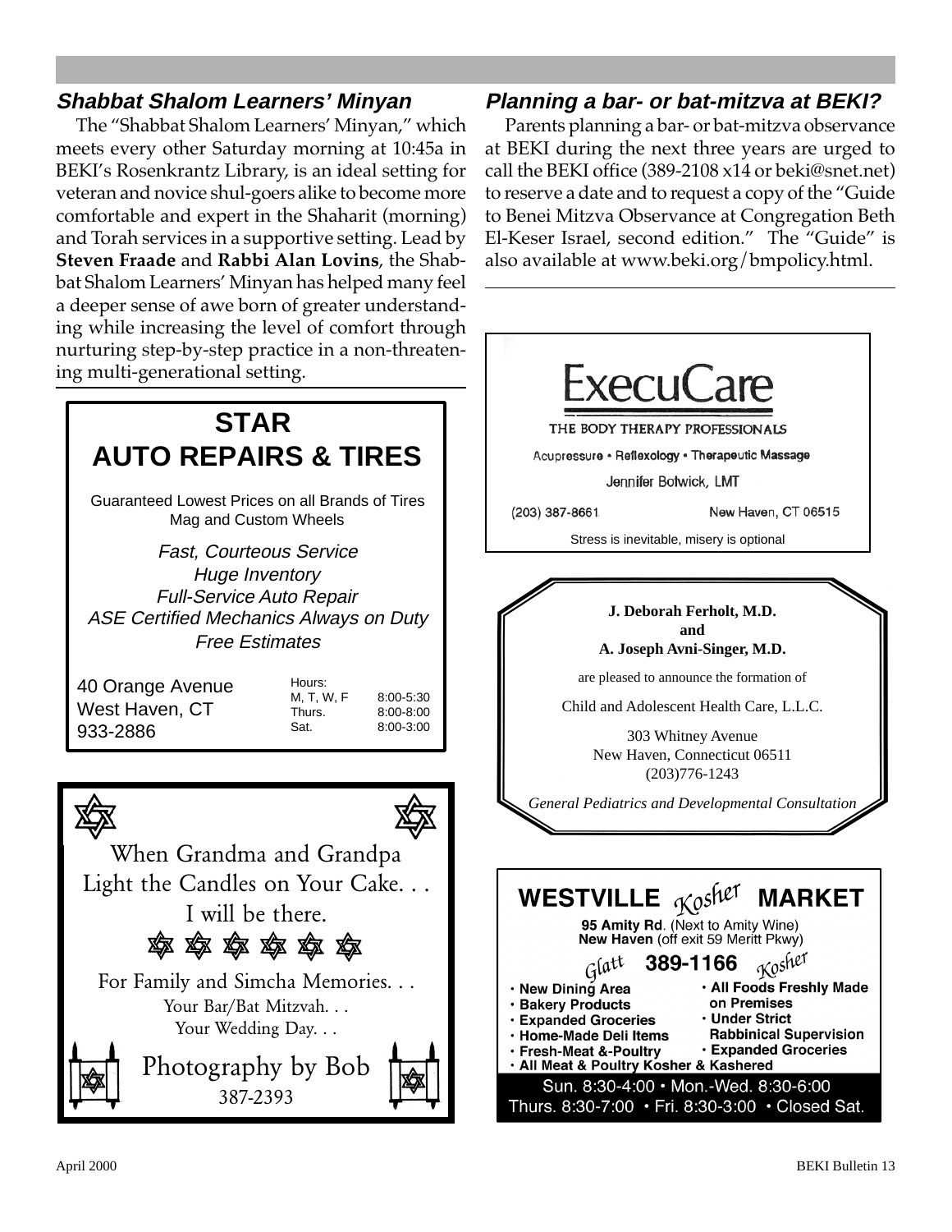### *Shabbat Shalom Learners' Minyan*

The "Shabbat Shalom Learners' Minyan," which meets every other Saturday morning at 10:45a in BEKI's Rosenkrantz Library, is an ideal setting for veteran and novice shul-goers alike to become more comfortable and expert in the Shaharit (morning) and Torah services in a supportive setting. Lead by **Steven Fraade** and **Rabbi Alan Lovins**, the Shabbat Shalom Learners' Minyan has helped many feel a deeper sense of awe born of greater understanding while increasing the level of comfort through nurturing step-by-step practice in a non-threatening multi-generational setting.

### *Planning a bar- or bat-mitzva at BEKI?*

Parents planning a bar- or bat-mitzva observance at BEKI during the next three years are urged to call the BEKI office (389-2108 x14 or beki@snet.net) to reserve a date and to request a copy of the "Guide to Benei Mitzva Observance at Congregation Beth El-Keser Israel, second edition." The "Guide" is also available at www.beki.org/bmpolicy.html.

---

**STAR**
**AUTO REPAIRS & TIRES**

Guaranteed Lowest Prices on all Brands of Tires
Mag and Custom Wheels

*Fast, Courteous Service*
*Huge Inventory*
*Full-Service Auto Repair*
*ASE Certified Mechanics Always on Duty*
*Free Estimates*

40 Orange Avenue
West Haven, CT
933-2886

Hours:

| | |
|---|---|
| M, T, W, F | 8:00-5:30 |
| Thurs. | 8:00-8:00 |
| Sat. | 8:00-3:00 |

---

When Grandma and Grandpa
Light the Candles on Your Cake. . .
I will be there.

For Family and Simcha Memories. . .
Your Bar/Bat Mitzvah. . .
Your Wedding Day. . .

Photography by Bob
387-2393

---

**ExecuCare**

THE BODY THERAPY PROFESSIONALS

Acupressure • Reflexology • Therapeutic Massage

Jennifer Botwick, LMT

(203) 387-8661 New Haven, CT 06515

Stress is inevitable, misery is optional

---

**J. Deborah Ferholt, M.D.**
**and**
**A. Joseph Avni-Singer, M.D.**

are pleased to announce the formation of

Child and Adolescent Health Care, L.L.C.

303 Whitney Avenue
New Haven, Connecticut 06511
(203)776-1243

*General Pediatrics and Developmental Consultation*

---

**WESTVILLE** *Kosher* **MARKET**

**95 Amity Rd**. (Next to Amity Wine)
**New Haven** (off exit 59 Meritt Pkwy)

*Glatt* **389-1166** *Kosher*

- **New Dining Area**
- **Bakery Products**
- **Expanded Groceries**
- **Home-Made Deli Items**
- **Fresh-Meat &-Poultry**
- **All Meat & Poultry Kosher & Kashered**
- **All Foods Freshly Made on Premises**
- **Under Strict Rabbinical Supervision**
- **Expanded Groceries**

Sun. 8:30-4:00 • Mon.-Wed. 8:30-6:00
Thurs. 8:30-7:00 • Fri. 8:30-3:00 • Closed Sat.